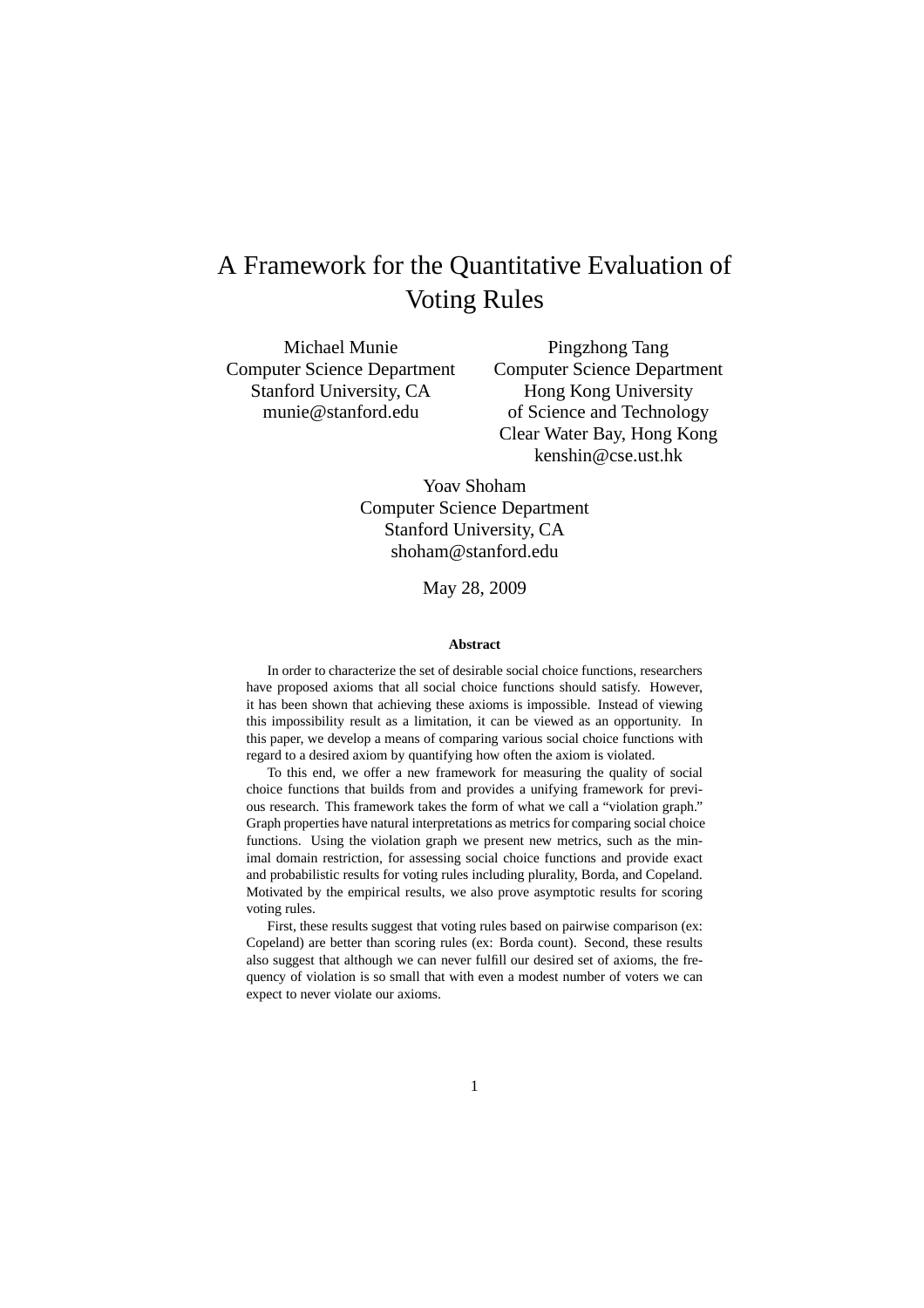# A Framework for the Quantitative Evaluation of Voting Rules

Michael Munie
Computer Science Department
Stanford University, CA
munie@stanford.edu

Pingzhong Tang
Computer Science Department
Hong Kong University
of Science and Technology
Clear Water Bay, Hong Kong
kenshin@cse.ust.hk

Yoav Shoham
Computer Science Department
Stanford University, CA
shoham@stanford.edu

May 28, 2009

### Abstract

In order to characterize the set of desirable social choice functions, researchers have proposed axioms that all social choice functions should satisfy. However, it has been shown that achieving these axioms is impossible. Instead of viewing this impossibility result as a limitation, it can be viewed as an opportunity. In this paper, we develop a means of comparing various social choice functions with regard to a desired axiom by quantifying how often the axiom is violated.

To this end, we offer a new framework for measuring the quality of social choice functions that builds from and provides a unifying framework for previous research. This framework takes the form of what we call a "violation graph." Graph properties have natural interpretations as metrics for comparing social choice functions. Using the violation graph we present new metrics, such as the minimal domain restriction, for assessing social choice functions and provide exact and probabilistic results for voting rules including plurality, Borda, and Copeland. Motivated by the empirical results, we also prove asymptotic results for scoring voting rules.

First, these results suggest that voting rules based on pairwise comparison (ex: Copeland) are better than scoring rules (ex: Borda count). Second, these results also suggest that although we can never fulfill our desired set of axioms, the frequency of violation is so small that with even a modest number of voters we can expect to never violate our axioms.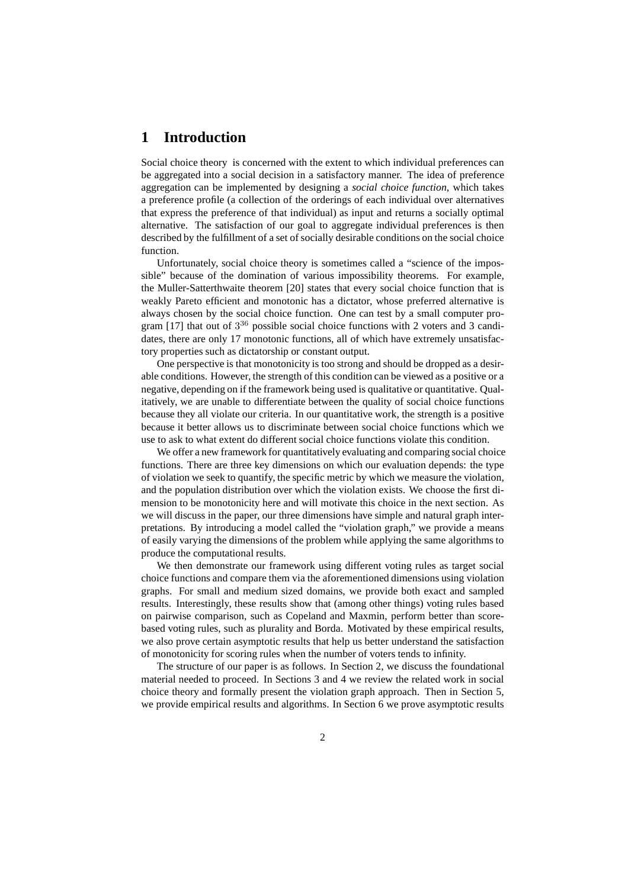# 1 Introduction

Social choice theory is concerned with the extent to which individual preferences can be aggregated into a social decision in a satisfactory manner. The idea of preference aggregation can be implemented by designing a *social choice function*, which takes a preference profile (a collection of the orderings of each individual over alternatives that express the preference of that individual) as input and returns a socially optimal alternative. The satisfaction of our goal to aggregate individual preferences is then described by the fulfillment of a set of socially desirable conditions on the social choice function.

Unfortunately, social choice theory is sometimes called a "science of the impossible" because of the domination of various impossibility theorems. For example, the Muller-Satterthwaite theorem [20] states that every social choice function that is weakly Pareto efficient and monotonic has a dictator, whose preferred alternative is always chosen by the social choice function. One can test by a small computer program [17] that out of $3^{36}$ possible social choice functions with 2 voters and 3 candidates, there are only 17 monotonic functions, all of which have extremely unsatisfactory properties such as dictatorship or constant output.

One perspective is that monotonicity is too strong and should be dropped as a desirable conditions. However, the strength of this condition can be viewed as a positive or a negative, depending on if the framework being used is qualitative or quantitative. Qualitatively, we are unable to differentiate between the quality of social choice functions because they all violate our criteria. In our quantitative work, the strength is a positive because it better allows us to discriminate between social choice functions which we use to ask to what extent do different social choice functions violate this condition.

We offer a new framework for quantitatively evaluating and comparing social choice functions. There are three key dimensions on which our evaluation depends: the type of violation we seek to quantify, the specific metric by which we measure the violation, and the population distribution over which the violation exists. We choose the first dimension to be monotonicity here and will motivate this choice in the next section. As we will discuss in the paper, our three dimensions have simple and natural graph interpretations. By introducing a model called the "violation graph," we provide a means of easily varying the dimensions of the problem while applying the same algorithms to produce the computational results.

We then demonstrate our framework using different voting rules as target social choice functions and compare them via the aforementioned dimensions using violation graphs. For small and medium sized domains, we provide both exact and sampled results. Interestingly, these results show that (among other things) voting rules based on pairwise comparison, such as Copeland and Maxmin, perform better than score-based voting rules, such as plurality and Borda. Motivated by these empirical results, we also prove certain asymptotic results that help us better understand the satisfaction of monotonicity for scoring rules when the number of voters tends to infinity.

The structure of our paper is as follows. In Section 2, we discuss the foundational material needed to proceed. In Sections 3 and 4 we review the related work in social choice theory and formally present the violation graph approach. Then in Section 5, we provide empirical results and algorithms. In Section 6 we prove asymptotic results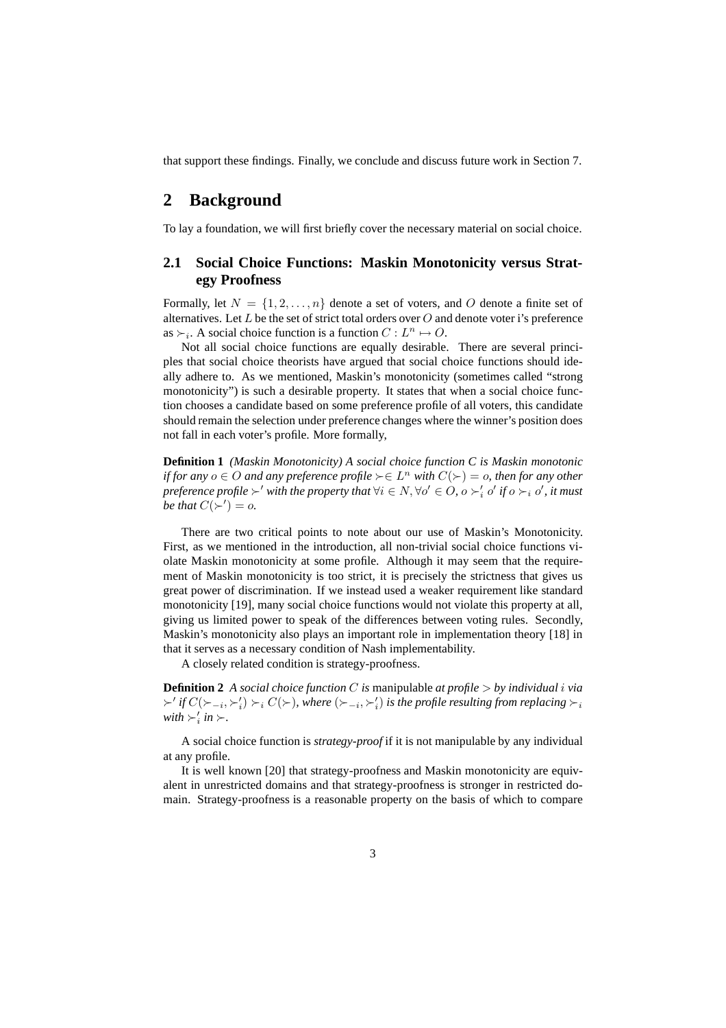that support these findings. Finally, we conclude and discuss future work in Section 7.

## 2 Background

To lay a foundation, we will first briefly cover the necessary material on social choice.

### 2.1 Social Choice Functions: Maskin Monotonicity versus Strategy Proofness

Formally, let $N = \{1, 2, \ldots, n\}$ denote a set of voters, and $O$ denote a finite set of alternatives. Let $L$ be the set of strict total orders over $O$ and denote voter i's preference as $\succ_i$. A social choice function is a function $C : L^n \mapsto O$.

Not all social choice functions are equally desirable. There are several principles that social choice theorists have argued that social choice functions should ideally adhere to. As we mentioned, Maskin's monotonicity (sometimes called "strong monotonicity") is such a desirable property. It states that when a social choice function chooses a candidate based on some preference profile of all voters, this candidate should remain the selection under preference changes where the winner's position does not fall in each voter's profile. More formally,

**Definition 1** *(Maskin Monotonicity) A social choice function C is Maskin monotonic if for any $o \in O$ and any preference profile $\succ \in L^n$ with $C(\succ) = o$, then for any other preference profile $\succ'$ with the property that $\forall i \in N, \forall o' \in O$, $o \succ'_i o'$ if $o \succ_i o'$, it must be that $C(\succ') = o$.*

There are two critical points to note about our use of Maskin's Monotonicity. First, as we mentioned in the introduction, all non-trivial social choice functions violate Maskin monotonicity at some profile. Although it may seem that the requirement of Maskin monotonicity is too strict, it is precisely the strictness that gives us great power of discrimination. If we instead used a weaker requirement like standard monotonicity [19], many social choice functions would not violate this property at all, giving us limited power to speak of the differences between voting rules. Secondly, Maskin's monotonicity also plays an important role in implementation theory [18] in that it serves as a necessary condition of Nash implementability.

A closely related condition is strategy-proofness.

**Definition 2** *A social choice function $C$ is* manipulable *at profile $>$ by individual $i$ via $\succ'$ if $C(\succ_{-i}, \succ'_i) \succ_i C(\succ)$, where $(\succ_{-i}, \succ'_i)$ is the profile resulting from replacing $\succ_i$ with $\succ'_i$ in $\succ$.*

A social choice function is *strategy-proof* if it is not manipulable by any individual at any profile.

It is well known [20] that strategy-proofness and Maskin monotonicity are equivalent in unrestricted domains and that strategy-proofness is stronger in restricted domain. Strategy-proofness is a reasonable property on the basis of which to compare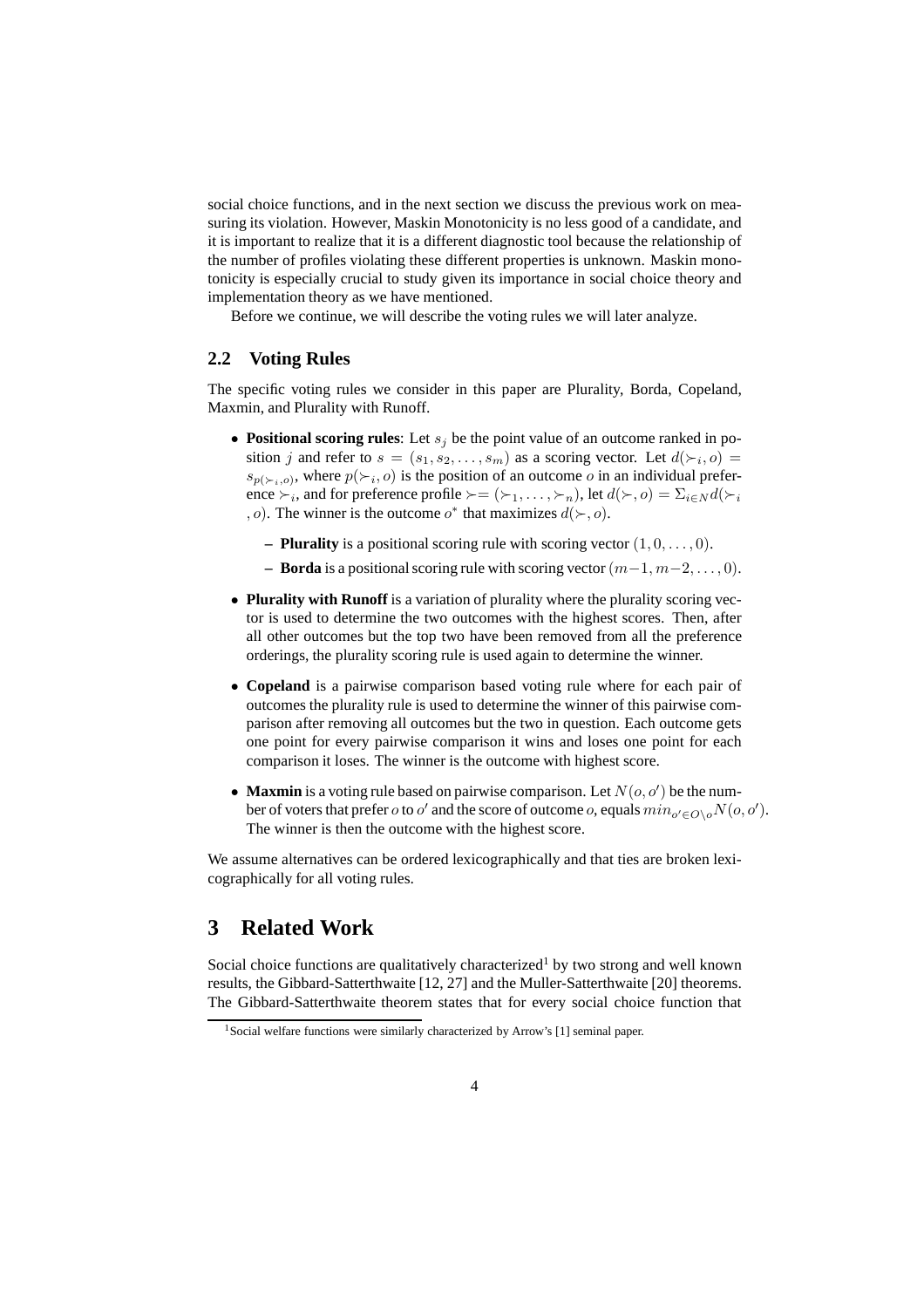social choice functions, and in the next section we discuss the previous work on measuring its violation. However, Maskin Monotonicity is no less good of a candidate, and it is important to realize that it is a different diagnostic tool because the relationship of the number of profiles violating these different properties is unknown. Maskin monotonicity is especially crucial to study given its importance in social choice theory and implementation theory as we have mentioned.

Before we continue, we will describe the voting rules we will later analyze.

## 2.2 Voting Rules

The specific voting rules we consider in this paper are Plurality, Borda, Copeland, Maxmin, and Plurality with Runoff.

- **Positional scoring rules**: Let $s_j$ be the point value of an outcome ranked in position $j$ and refer to $s = (s_1, s_2, \ldots, s_m)$ as a scoring vector. Let $d(\succ_i, o) = s_{p(\succ_i, o)}$, where $p(\succ_i, o)$ is the position of an outcome $o$ in an individual preference $\succ_i$, and for preference profile $\succ = (\succ_1, \ldots, \succ_n)$, let $d(\succ, o) = \Sigma_{i \in N} d(\succ_i, o)$. The winner is the outcome $o^*$ that maximizes $d(\succ, o)$.
  - **Plurality** is a positional scoring rule with scoring vector $(1, 0, \ldots, 0)$.
  - **Borda** is a positional scoring rule with scoring vector $(m-1, m-2, \ldots, 0)$.
- **Plurality with Runoff** is a variation of plurality where the plurality scoring vector is used to determine the two outcomes with the highest scores. Then, after all other outcomes but the top two have been removed from all the preference orderings, the plurality scoring rule is used again to determine the winner.
- **Copeland** is a pairwise comparison based voting rule where for each pair of outcomes the plurality rule is used to determine the winner of this pairwise comparison after removing all outcomes but the two in question. Each outcome gets one point for every pairwise comparison it wins and loses one point for each comparison it loses. The winner is the outcome with highest score.
- **Maxmin** is a voting rule based on pairwise comparison. Let $N(o, o')$ be the number of voters that prefer $o$ to $o'$ and the score of outcome $o$, equals $min_{o' \in O \setminus o} N(o, o')$. The winner is then the outcome with the highest score.

We assume alternatives can be ordered lexicographically and that ties are broken lexicographically for all voting rules.

# 3 Related Work

Social choice functions are qualitatively characterized[1] by two strong and well known results, the Gibbard-Satterthwaite [12, 27] and the Muller-Satterthwaite [20] theorems. The Gibbard-Satterthwaite theorem states that for every social choice function that

[1] Social welfare functions were similarly characterized by Arrow's [1] seminal paper.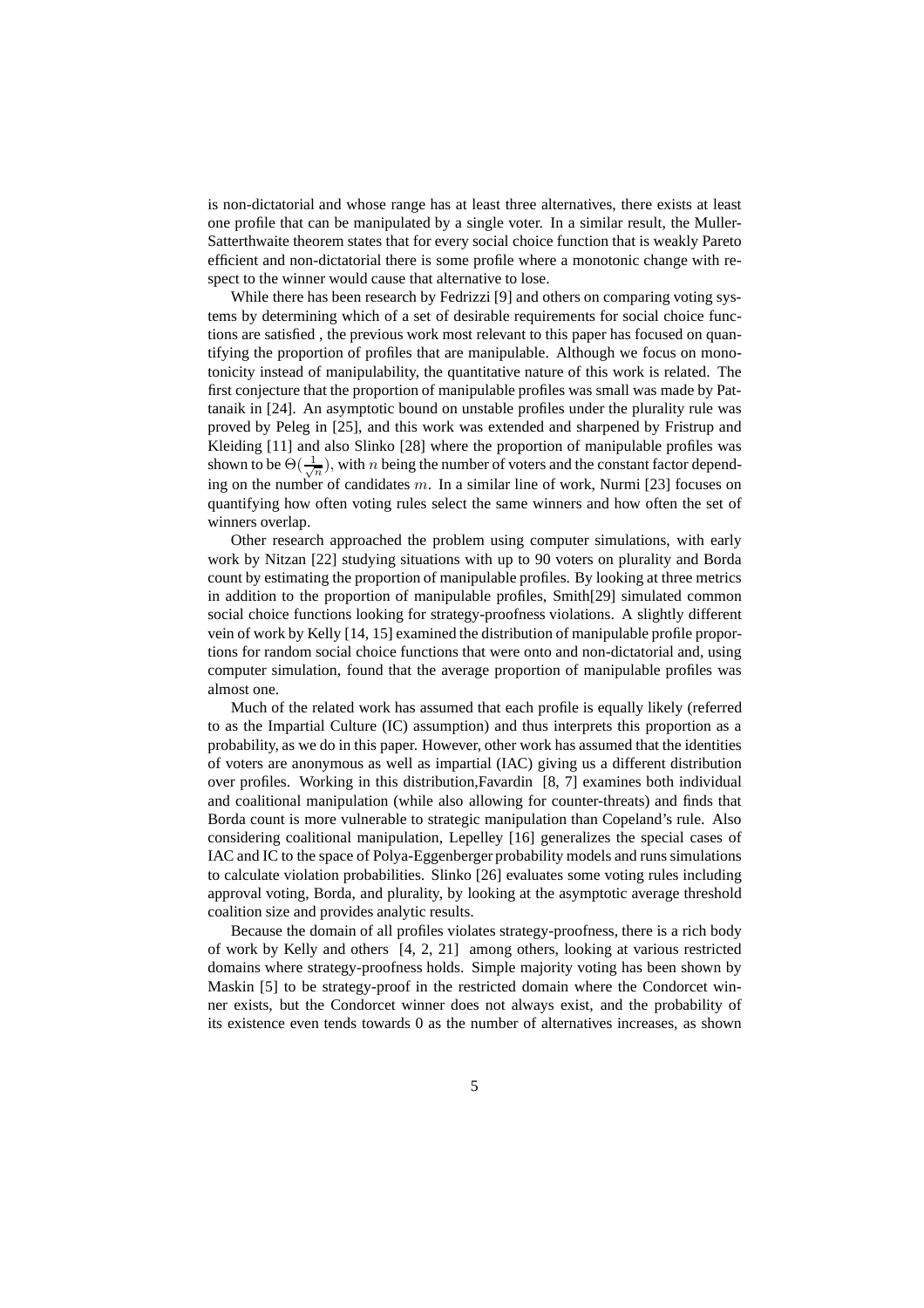is non-dictatorial and whose range has at least three alternatives, there exists at least one profile that can be manipulated by a single voter. In a similar result, the Muller-Satterthwaite theorem states that for every social choice function that is weakly Pareto efficient and non-dictatorial there is some profile where a monotonic change with respect to the winner would cause that alternative to lose.

While there has been research by Fedrizzi [9] and others on comparing voting systems by determining which of a set of desirable requirements for social choice functions are satisfied , the previous work most relevant to this paper has focused on quantifying the proportion of profiles that are manipulable. Although we focus on monotonicity instead of manipulability, the quantitative nature of this work is related. The first conjecture that the proportion of manipulable profiles was small was made by Pattanaik in [24]. An asymptotic bound on unstable profiles under the plurality rule was proved by Peleg in [25], and this work was extended and sharpened by Fristrup and Kleiding [11] and also Slinko [28] where the proportion of manipulable profiles was shown to be $\Theta(\frac{1}{\sqrt{n}})$, with $n$ being the number of voters and the constant factor depending on the number of candidates $m$. In a similar line of work, Nurmi [23] focuses on quantifying how often voting rules select the same winners and how often the set of winners overlap.

Other research approached the problem using computer simulations, with early work by Nitzan [22] studying situations with up to 90 voters on plurality and Borda count by estimating the proportion of manipulable profiles. By looking at three metrics in addition to the proportion of manipulable profiles, Smith[29] simulated common social choice functions looking for strategy-proofness violations. A slightly different vein of work by Kelly [14, 15] examined the distribution of manipulable profile proportions for random social choice functions that were onto and non-dictatorial and, using computer simulation, found that the average proportion of manipulable profiles was almost one.

Much of the related work has assumed that each profile is equally likely (referred to as the Impartial Culture (IC) assumption) and thus interprets this proportion as a probability, as we do in this paper. However, other work has assumed that the identities of voters are anonymous as well as impartial (IAC) giving us a different distribution over profiles. Working in this distribution,Favardin [8, 7] examines both individual and coalitional manipulation (while also allowing for counter-threats) and finds that Borda count is more vulnerable to strategic manipulation than Copeland's rule. Also considering coalitional manipulation, Lepelley [16] generalizes the special cases of IAC and IC to the space of Polya-Eggenberger probability models and runs simulations to calculate violation probabilities. Slinko [26] evaluates some voting rules including approval voting, Borda, and plurality, by looking at the asymptotic average threshold coalition size and provides analytic results.

Because the domain of all profiles violates strategy-proofness, there is a rich body of work by Kelly and others [4, 2, 21] among others, looking at various restricted domains where strategy-proofness holds. Simple majority voting has been shown by Maskin [5] to be strategy-proof in the restricted domain where the Condorcet winner exists, but the Condorcet winner does not always exist, and the probability of its existence even tends towards 0 as the number of alternatives increases, as shown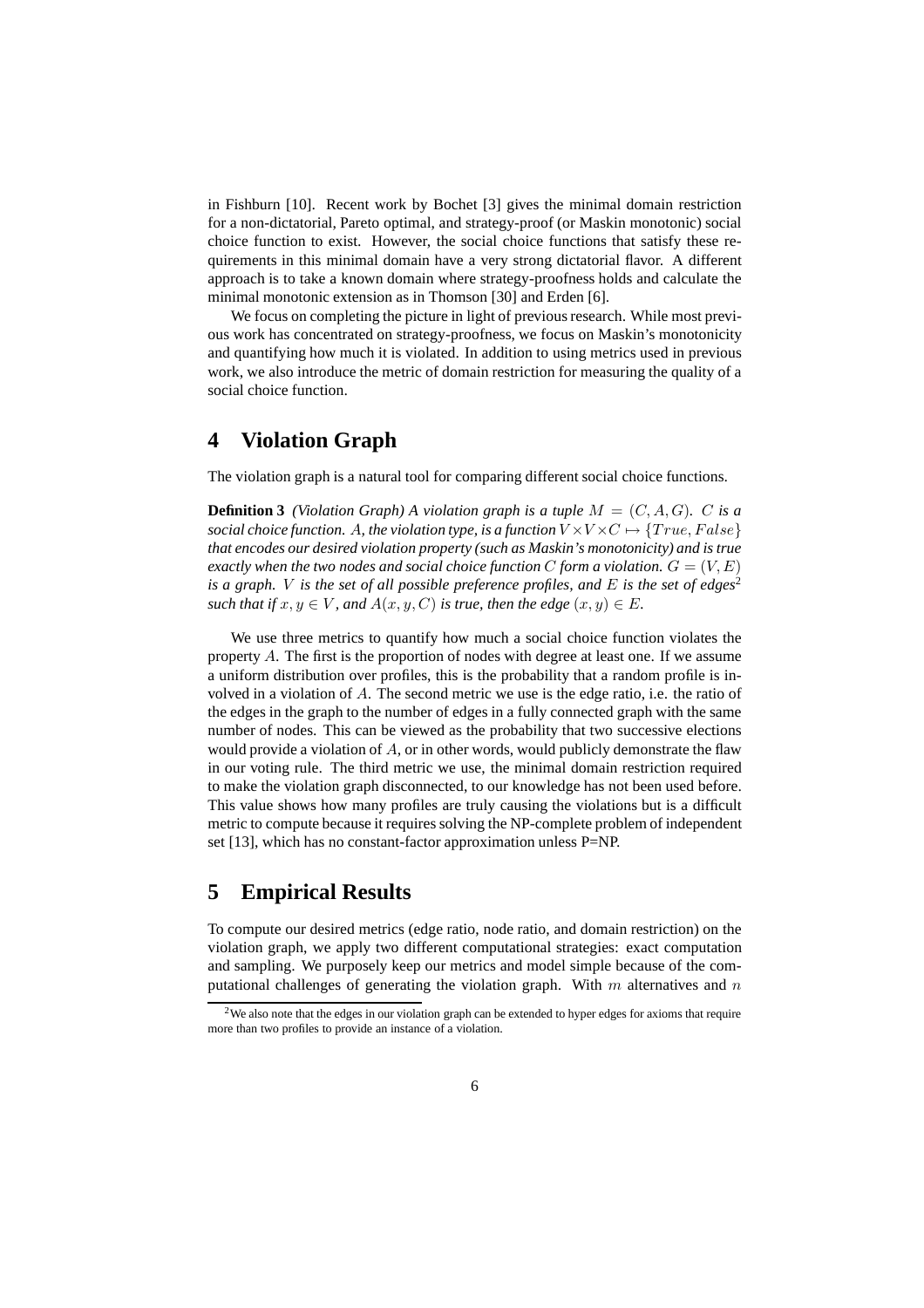in Fishburn [10]. Recent work by Bochet [3] gives the minimal domain restriction for a non-dictatorial, Pareto optimal, and strategy-proof (or Maskin monotonic) social choice function to exist. However, the social choice functions that satisfy these requirements in this minimal domain have a very strong dictatorial flavor. A different approach is to take a known domain where strategy-proofness holds and calculate the minimal monotonic extension as in Thomson [30] and Erden [6].

We focus on completing the picture in light of previous research. While most previous work has concentrated on strategy-proofness, we focus on Maskin's monotonicity and quantifying how much it is violated. In addition to using metrics used in previous work, we also introduce the metric of domain restriction for measuring the quality of a social choice function.

# 4 Violation Graph

The violation graph is a natural tool for comparing different social choice functions.

**Definition 3** *(Violation Graph) A violation graph is a tuple $M = (C, A, G)$. $C$ is a social choice function. $A$, the violation type, is a function $V \times V \times C \mapsto \{True, False\}$ that encodes our desired violation property (such as Maskin's monotonicity) and is true exactly when the two nodes and social choice function $C$ form a violation. $G = (V, E)$ is a graph. $V$ is the set of all possible preference profiles, and $E$ is the set of edges[2] such that if $x, y \in V$, and $A(x, y, C)$ is true, then the edge $(x, y) \in E$.*

We use three metrics to quantify how much a social choice function violates the property $A$. The first is the proportion of nodes with degree at least one. If we assume a uniform distribution over profiles, this is the probability that a random profile is involved in a violation of $A$. The second metric we use is the edge ratio, i.e. the ratio of the edges in the graph to the number of edges in a fully connected graph with the same number of nodes. This can be viewed as the probability that two successive elections would provide a violation of $A$, or in other words, would publicly demonstrate the flaw in our voting rule. The third metric we use, the minimal domain restriction required to make the violation graph disconnected, to our knowledge has not been used before. This value shows how many profiles are truly causing the violations but is a difficult metric to compute because it requires solving the NP-complete problem of independent set [13], which has no constant-factor approximation unless P=NP.

# 5 Empirical Results

To compute our desired metrics (edge ratio, node ratio, and domain restriction) on the violation graph, we apply two different computational strategies: exact computation and sampling. We purposely keep our metrics and model simple because of the computational challenges of generating the violation graph. With $m$ alternatives and $n$

[2]We also note that the edges in our violation graph can be extended to hyper edges for axioms that require more than two profiles to provide an instance of a violation.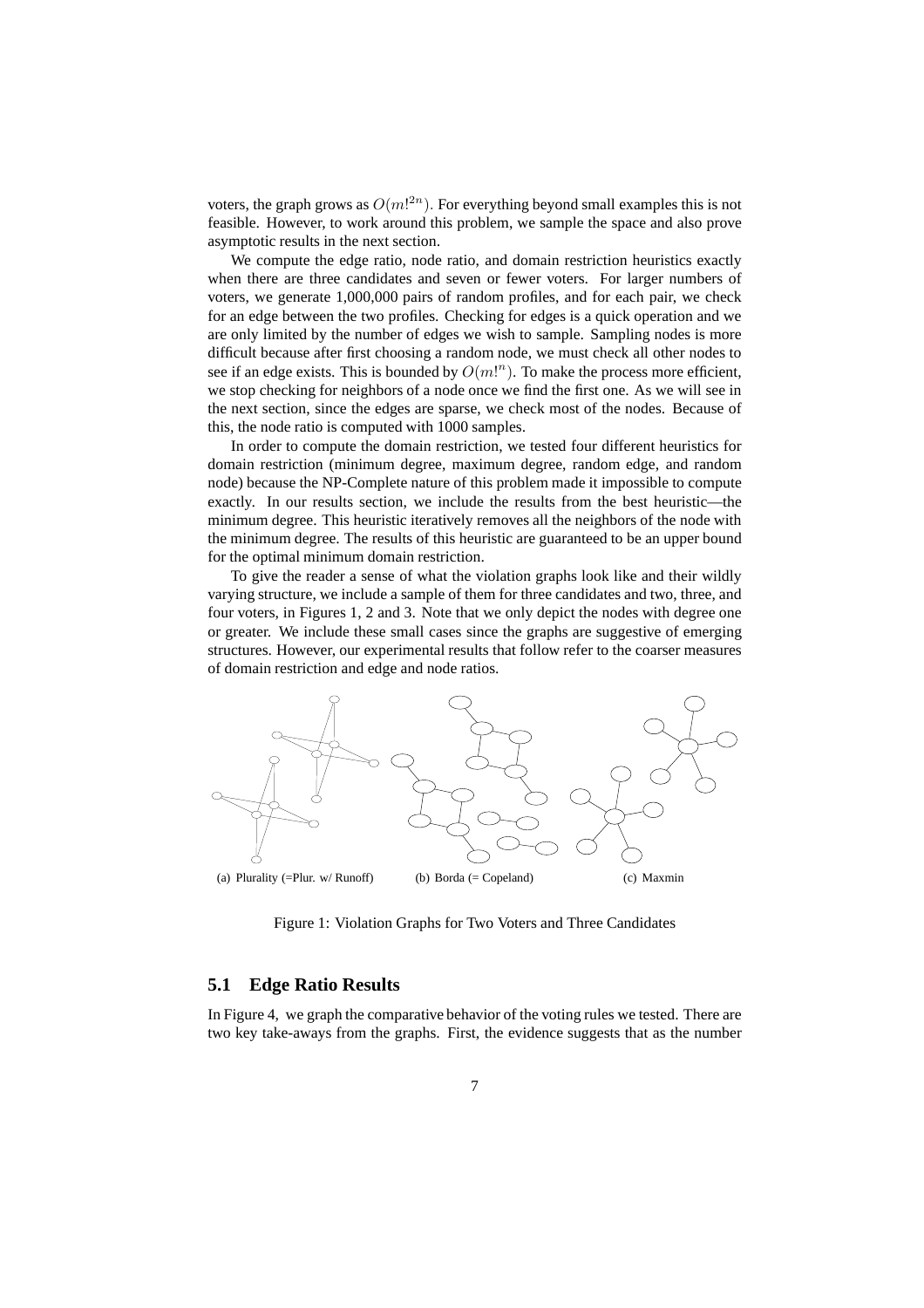voters, the graph grows as $O(m!^{2n})$. For everything beyond small examples this is not feasible. However, to work around this problem, we sample the space and also prove asymptotic results in the next section.

We compute the edge ratio, node ratio, and domain restriction heuristics exactly when there are three candidates and seven or fewer voters. For larger numbers of voters, we generate 1,000,000 pairs of random profiles, and for each pair, we check for an edge between the two profiles. Checking for edges is a quick operation and we are only limited by the number of edges we wish to sample. Sampling nodes is more difficult because after first choosing a random node, we must check all other nodes to see if an edge exists. This is bounded by $O(m!^n)$. To make the process more efficient, we stop checking for neighbors of a node once we find the first one. As we will see in the next section, since the edges are sparse, we check most of the nodes. Because of this, the node ratio is computed with 1000 samples.

In order to compute the domain restriction, we tested four different heuristics for domain restriction (minimum degree, maximum degree, random edge, and random node) because the NP-Complete nature of this problem made it impossible to compute exactly. In our results section, we include the results from the best heuristic—the minimum degree. This heuristic iteratively removes all the neighbors of the node with the minimum degree. The results of this heuristic are guaranteed to be an upper bound for the optimal minimum domain restriction.

To give the reader a sense of what the violation graphs look like and their wildly varying structure, we include a sample of them for three candidates and two, three, and four voters, in Figures 1, 2 and 3. Note that we only depict the nodes with degree one or greater. We include these small cases since the graphs are suggestive of emerging structures. However, our experimental results that follow refer to the coarser measures of domain restriction and edge and node ratios.

(a) Plurality (=Plur. w/ Runoff) (b) Borda (= Copeland) (c) Maxmin

Figure 1: Violation Graphs for Two Voters and Three Candidates

## 5.1 Edge Ratio Results

In Figure 4, we graph the comparative behavior of the voting rules we tested. There are two key take-aways from the graphs. First, the evidence suggests that as the number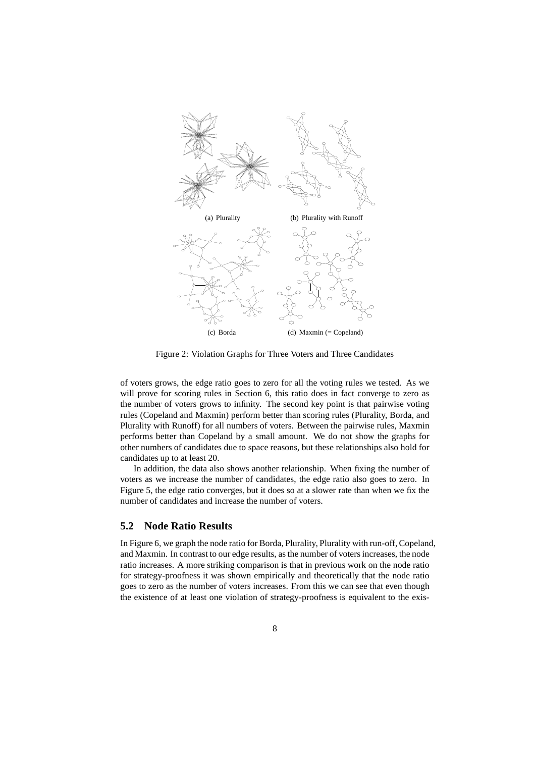(a) Plurality

(b) Plurality with Runoff

(c) Borda

(d) Maxmin (= Copeland)

Figure 2: Violation Graphs for Three Voters and Three Candidates

of voters grows, the edge ratio goes to zero for all the voting rules we tested. As we will prove for scoring rules in Section 6, this ratio does in fact converge to zero as the number of voters grows to infinity. The second key point is that pairwise voting rules (Copeland and Maxmin) perform better than scoring rules (Plurality, Borda, and Plurality with Runoff) for all numbers of voters. Between the pairwise rules, Maxmin performs better than Copeland by a small amount. We do not show the graphs for other numbers of candidates due to space reasons, but these relationships also hold for candidates up to at least 20.

In addition, the data also shows another relationship. When fixing the number of voters as we increase the number of candidates, the edge ratio also goes to zero. In Figure 5, the edge ratio converges, but it does so at a slower rate than when we fix the number of candidates and increase the number of voters.

## 5.2 Node Ratio Results

In Figure 6, we graph the node ratio for Borda, Plurality, Plurality with run-off, Copeland, and Maxmin. In contrast to our edge results, as the number of voters increases, the node ratio increases. A more striking comparison is that in previous work on the node ratio for strategy-proofness it was shown empirically and theoretically that the node ratio goes to zero as the number of voters increases. From this we can see that even though the existence of at least one violation of strategy-proofness is equivalent to the exis-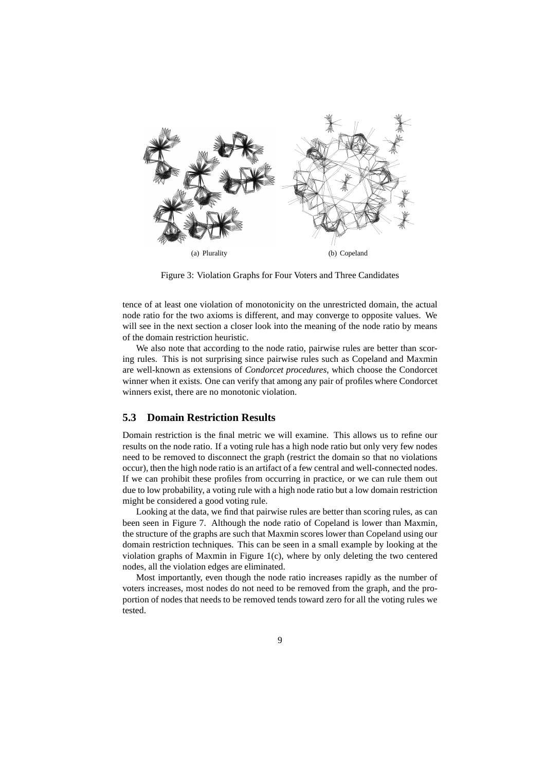(a) Plurality

(b) Copeland

Figure 3: Violation Graphs for Four Voters and Three Candidates

tence of at least one violation of monotonicity on the unrestricted domain, the actual node ratio for the two axioms is different, and may converge to opposite values. We will see in the next section a closer look into the meaning of the node ratio by means of the domain restriction heuristic.

We also note that according to the node ratio, pairwise rules are better than scoring rules. This is not surprising since pairwise rules such as Copeland and Maxmin are well-known as extensions of *Condorcet procedures*, which choose the Condorcet winner when it exists. One can verify that among any pair of profiles where Condorcet winners exist, there are no monotonic violation.

## 5.3 Domain Restriction Results

Domain restriction is the final metric we will examine. This allows us to refine our results on the node ratio. If a voting rule has a high node ratio but only very few nodes need to be removed to disconnect the graph (restrict the domain so that no violations occur), then the high node ratio is an artifact of a few central and well-connected nodes. If we can prohibit these profiles from occurring in practice, or we can rule them out due to low probability, a voting rule with a high node ratio but a low domain restriction might be considered a good voting rule.

Looking at the data, we find that pairwise rules are better than scoring rules, as can been seen in Figure 7. Although the node ratio of Copeland is lower than Maxmin, the structure of the graphs are such that Maxmin scores lower than Copeland using our domain restriction techniques. This can be seen in a small example by looking at the violation graphs of Maxmin in Figure 1(c), where by only deleting the two centered nodes, all the violation edges are eliminated.

Most importantly, even though the node ratio increases rapidly as the number of voters increases, most nodes do not need to be removed from the graph, and the proportion of nodes that needs to be removed tends toward zero for all the voting rules we tested.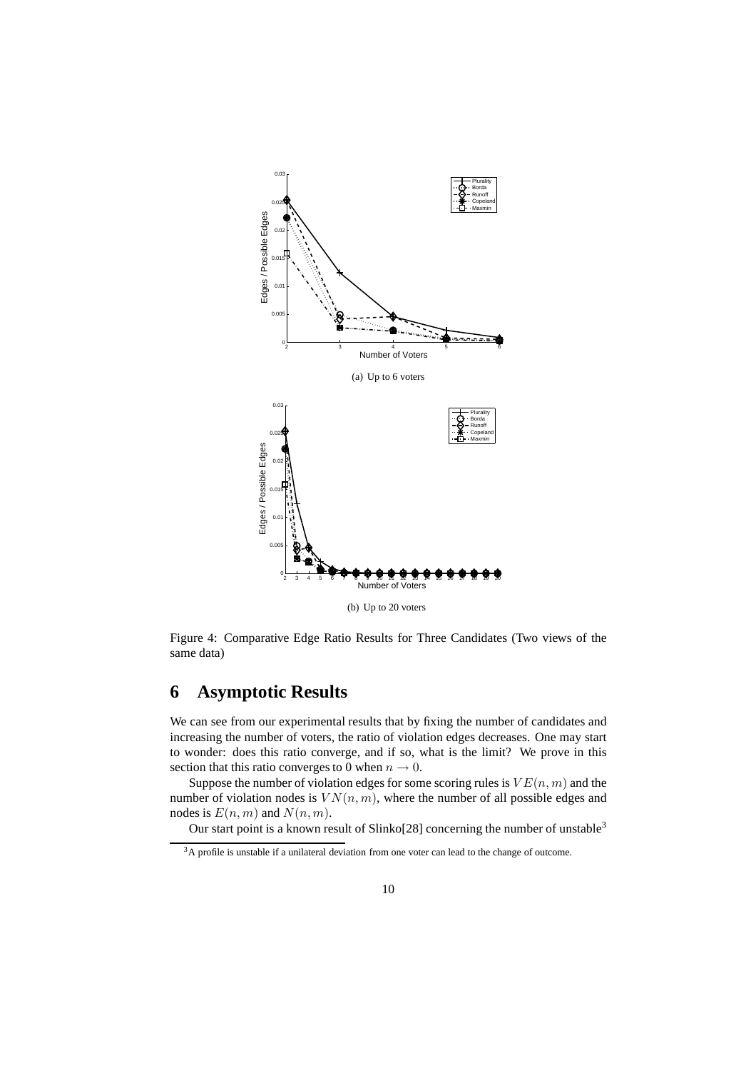(a) Up to 6 voters

(b) Up to 20 voters

Figure 4: Comparative Edge Ratio Results for Three Candidates (Two views of the same data)

# 6 Asymptotic Results

We can see from our experimental results that by fixing the number of candidates and increasing the number of voters, the ratio of violation edges decreases. One may start to wonder: does this ratio converge, and if so, what is the limit? We prove in this section that this ratio converges to 0 when $n \to 0$.

Suppose the number of violation edges for some scoring rules is $VE(n, m)$ and the number of violation nodes is $VN(n, m)$, where the number of all possible edges and nodes is $E(n, m)$ and $N(n, m)$.

Our start point is a known result of Slinko[28] concerning the number of unstable[3]

[3] A profile is unstable if a unilateral deviation from one voter can lead to the change of outcome.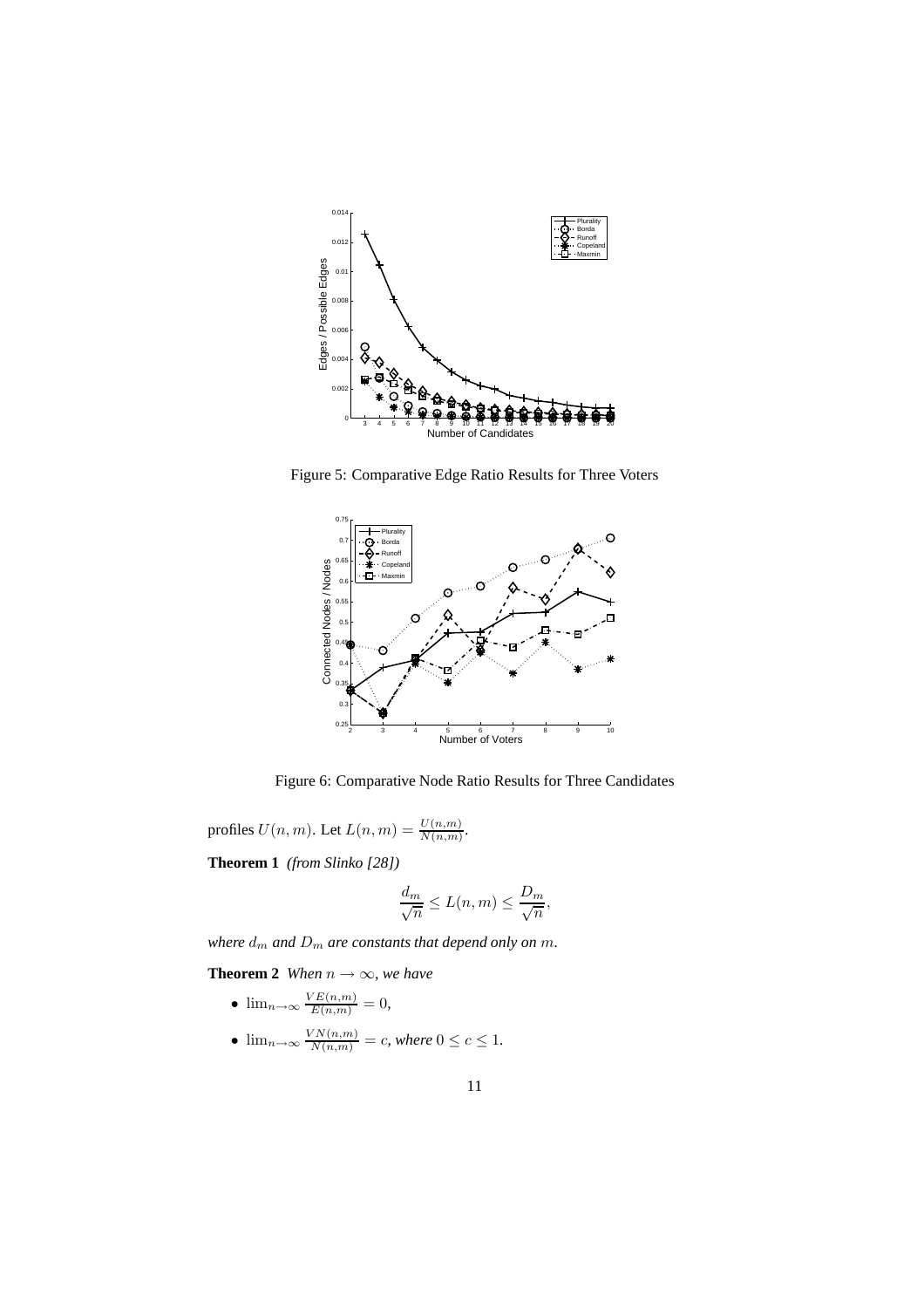Figure 5: Comparative Edge Ratio Results for Three Voters

Figure 6: Comparative Node Ratio Results for Three Candidates

profiles $U(n, m)$. Let $L(n, m) = \frac{U(n,m)}{N(n,m)}$.

**Theorem 1** *(from Slinko [28])*

$$\frac{d_m}{\sqrt{n}} \leq L(n, m) \leq \frac{D_m}{\sqrt{n}},$$

*where $d_m$ and $D_m$ are constants that depend only on $m$.*

**Theorem 2** *When $n \to \infty$, we have*

- $\lim_{n\to\infty} \frac{VE(n,m)}{E(n,m)} = 0$,
- $\lim_{n\to\infty} \frac{VN(n,m)}{N(n,m)} = c$, *where $0 \leq c \leq 1$.*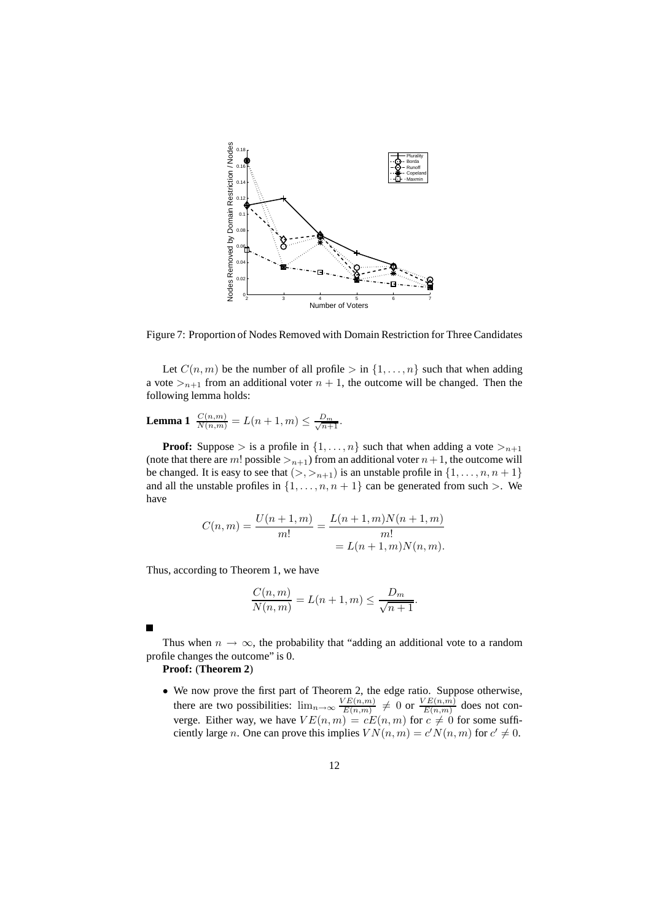Figure 7: Proportion of Nodes Removed with Domain Restriction for Three Candidates

Let $C(n,m)$ be the number of all profile $>$ in $\{1,\ldots,n\}$ such that when adding a vote $>_{n+1}$ from an additional voter $n+1$, the outcome will be changed. Then the following lemma holds:

**Lemma 1** $\frac{C(n,m)}{N(n,m)} = L(n+1,m) \leq \frac{D_m}{\sqrt{n+1}}$.

**Proof:** Suppose $>$ is a profile in $\{1,\ldots,n\}$ such that when adding a vote $>_{n+1}$ (note that there are $m!$ possible $>_{n+1}$) from an additional voter $n+1$, the outcome will be changed. It is easy to see that $(>,>_{n+1})$ is an unstable profile in $\{1,\ldots,n,n+1\}$ and all the unstable profiles in $\{1,\ldots,n,n+1\}$ can be generated from such $>$. We have

$$C(n,m) = \frac{U(n+1,m)}{m!} = \frac{L(n+1,m)N(n+1,m)}{m!}$$
$$= L(n+1,m)N(n,m).$$

Thus, according to Theorem 1, we have

$$\frac{C(n,m)}{N(n,m)} = L(n+1,m) \leq \frac{D_m}{\sqrt{n+1}}.$$

■

Thus when $n \to \infty$, the probability that "adding an additional vote to a random profile changes the outcome" is 0.

**Proof:** (**Theorem 2**)

- We now prove the first part of Theorem 2, the edge ratio. Suppose otherwise, there are two possibilities: $\lim_{n\to\infty} \frac{VE(n,m)}{E(n,m)} \neq 0$ or $\frac{VE(n,m)}{E(n,m)}$ does not converge. Either way, we have $VE(n,m) = cE(n,m)$ for $c \neq 0$ for some sufficiently large $n$. One can prove this implies $VN(n,m) = c'N(n,m)$ for $c' \neq 0$.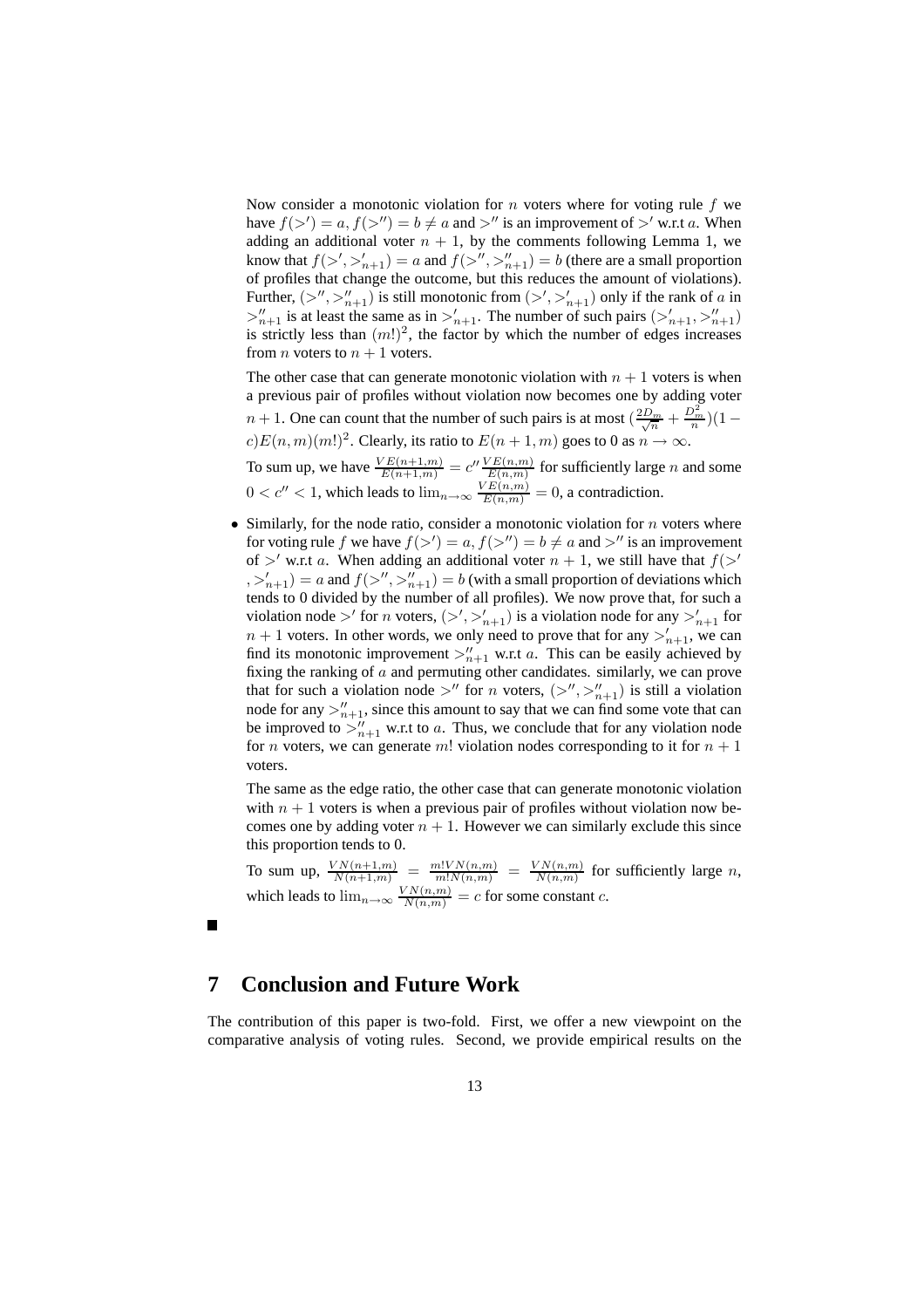Now consider a monotonic violation for $n$ voters where for voting rule $f$ we have $f(>') = a, f(>'') = b \neq a$ and $>''$ is an improvement of $>'$ w.r.t $a$. When adding an additional voter $n+1$, by the comments following Lemma 1, we know that $f(>', >'_{n+1}) = a$ and $f(>'', >''_{n+1}) = b$ (there are a small proportion of profiles that change the outcome, but this reduces the amount of violations). Further, $(>'', >''_{n+1})$ is still monotonic from $(>', >'_{n+1})$ only if the rank of $a$ in $>''_{n+1}$ is at least the same as in $>'_{n+1}$. The number of such pairs $(>'_{n+1}, >''_{n+1})$ is strictly less than $(m!)^2$, the factor by which the number of edges increases from $n$ voters to $n+1$ voters.

The other case that can generate monotonic violation with $n+1$ voters is when a previous pair of profiles without violation now becomes one by adding voter $n+1$. One can count that the number of such pairs is at most $(\frac{2D_m}{\sqrt{n}} + \frac{D_m^2}{n})(1-c)E(n,m)(m!)^2$. Clearly, its ratio to $E(n+1,m)$ goes to 0 as $n \to \infty$.

To sum up, we have $\frac{VE(n+1,m)}{E(n+1,m)} = c'' \frac{VE(n,m)}{E(n,m)}$ for sufficiently large $n$ and some $0 < c'' < 1$, which leads to $\lim_{n\to\infty} \frac{VE(n,m)}{E(n,m)} = 0$, a contradiction.

- Similarly, for the node ratio, consider a monotonic violation for $n$ voters where for voting rule $f$ we have $f(>') = a, f(>'') = b \neq a$ and $>''$ is an improvement of $>'$ w.r.t $a$. When adding an additional voter $n+1$, we still have that $f(>', >'_{n+1}) = a$ and $f(>'', >''_{n+1}) = b$ (with a small proportion of deviations which tends to 0 divided by the number of all profiles). We now prove that, for such a violation node $>'$ for $n$ voters, $(>', >'_{n+1})$ is a violation node for any $>'_{n+1}$ for $n+1$ voters. In other words, we only need to prove that for any $>'_{n+1}$, we can find its monotonic improvement $>''_{n+1}$ w.r.t $a$. This can be easily achieved by fixing the ranking of $a$ and permuting other candidates. similarly, we can prove that for such a violation node $>''$ for $n$ voters, $(>'', >''_{n+1})$ is still a violation node for any $>''_{n+1}$, since this amount to say that we can find some vote that can be improved to $>''_{n+1}$ w.r.t to $a$. Thus, we conclude that for any violation node for $n$ voters, we can generate $m!$ violation nodes corresponding to it for $n+1$ voters.

  The same as the edge ratio, the other case that can generate monotonic violation with $n+1$ voters is when a previous pair of profiles without violation now becomes one by adding voter $n+1$. However we can similarly exclude this since this proportion tends to 0.

  To sum up, $\frac{VN(n+1,m)}{N(n+1,m)} = \frac{m!VN(n,m)}{m!N(n,m)} = \frac{VN(n,m)}{N(n,m)}$ for sufficiently large $n$, which leads to $\lim_{n\to\infty} \frac{VN(n,m)}{N(n,m)} = c$ for some constant $c$.

■

# 7 Conclusion and Future Work

The contribution of this paper is two-fold. First, we offer a new viewpoint on the comparative analysis of voting rules. Second, we provide empirical results on the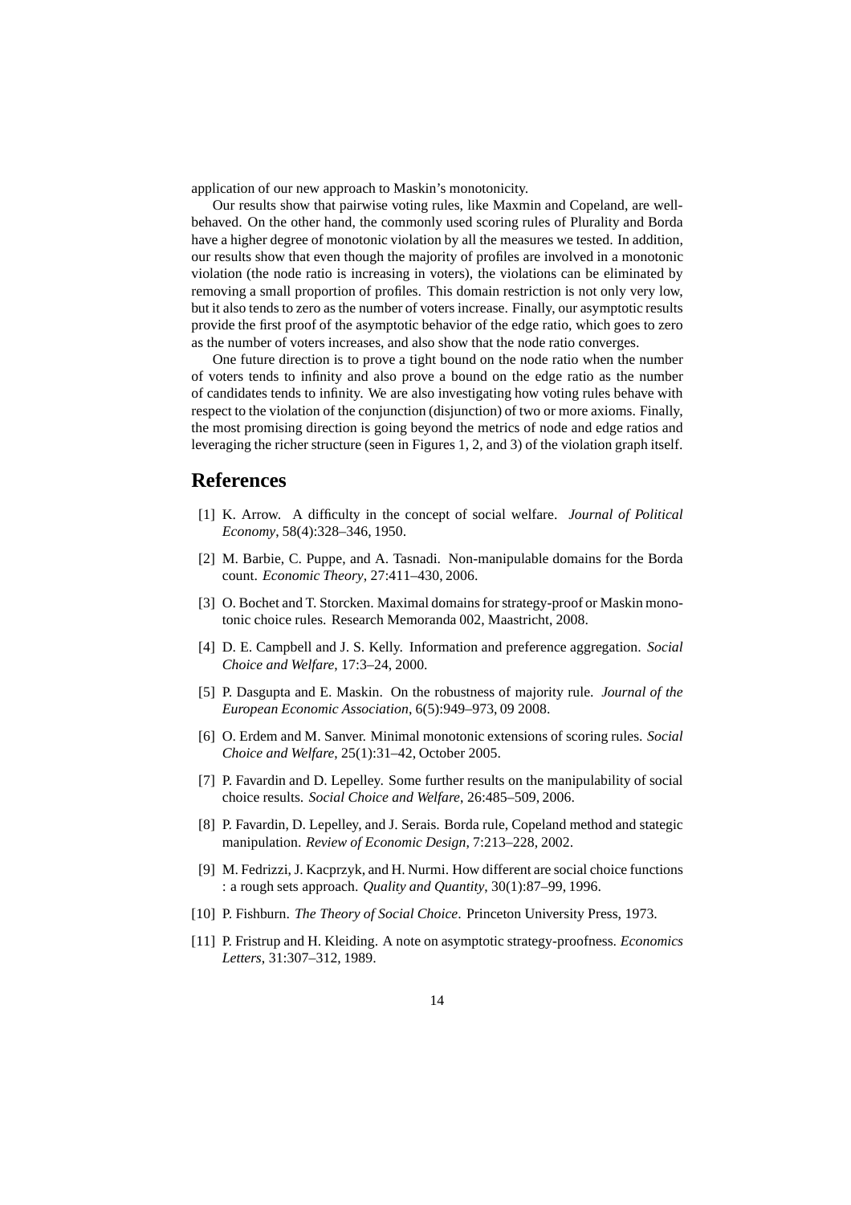application of our new approach to Maskin's monotonicity.

Our results show that pairwise voting rules, like Maxmin and Copeland, are well-behaved. On the other hand, the commonly used scoring rules of Plurality and Borda have a higher degree of monotonic violation by all the measures we tested. In addition, our results show that even though the majority of profiles are involved in a monotonic violation (the node ratio is increasing in voters), the violations can be eliminated by removing a small proportion of profiles. This domain restriction is not only very low, but it also tends to zero as the number of voters increase. Finally, our asymptotic results provide the first proof of the asymptotic behavior of the edge ratio, which goes to zero as the number of voters increases, and also show that the node ratio converges.

One future direction is to prove a tight bound on the node ratio when the number of voters tends to infinity and also prove a bound on the edge ratio as the number of candidates tends to infinity. We are also investigating how voting rules behave with respect to the violation of the conjunction (disjunction) of two or more axioms. Finally, the most promising direction is going beyond the metrics of node and edge ratios and leveraging the richer structure (seen in Figures 1, 2, and 3) of the violation graph itself.

# References

[1] K. Arrow. A difficulty in the concept of social welfare. *Journal of Political Economy*, 58(4):328–346, 1950.

[2] M. Barbie, C. Puppe, and A. Tasnadi. Non-manipulable domains for the Borda count. *Economic Theory*, 27:411–430, 2006.

[3] O. Bochet and T. Storcken. Maximal domains for strategy-proof or Maskin monotonic choice rules. Research Memoranda 002, Maastricht, 2008.

[4] D. E. Campbell and J. S. Kelly. Information and preference aggregation. *Social Choice and Welfare*, 17:3–24, 2000.

[5] P. Dasgupta and E. Maskin. On the robustness of majority rule. *Journal of the European Economic Association*, 6(5):949–973, 09 2008.

[6] O. Erdem and M. Sanver. Minimal monotonic extensions of scoring rules. *Social Choice and Welfare*, 25(1):31–42, October 2005.

[7] P. Favardin and D. Lepelley. Some further results on the manipulability of social choice results. *Social Choice and Welfare*, 26:485–509, 2006.

[8] P. Favardin, D. Lepelley, and J. Serais. Borda rule, Copeland method and stategic manipulation. *Review of Economic Design*, 7:213–228, 2002.

[9] M. Fedrizzi, J. Kacprzyk, and H. Nurmi. How different are social choice functions : a rough sets approach. *Quality and Quantity*, 30(1):87–99, 1996.

[10] P. Fishburn. *The Theory of Social Choice*. Princeton University Press, 1973.

[11] P. Fristrup and H. Kleiding. A note on asymptotic strategy-proofness. *Economics Letters*, 31:307–312, 1989.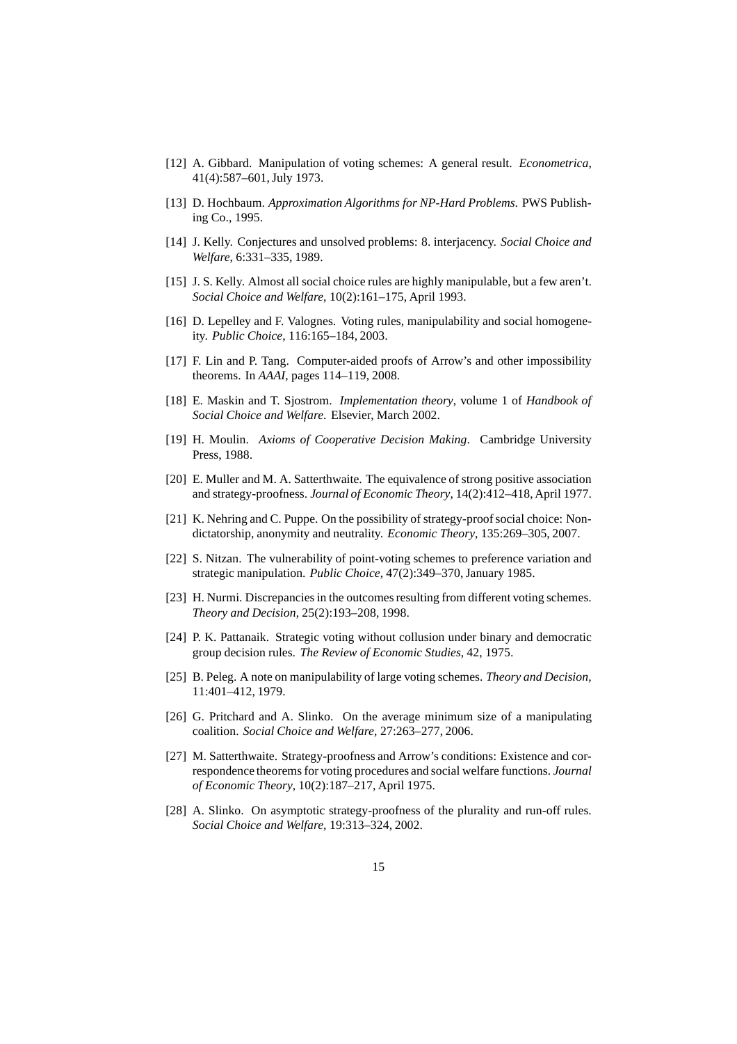[12] A. Gibbard. Manipulation of voting schemes: A general result. *Econometrica*, 41(4):587–601, July 1973.

[13] D. Hochbaum. *Approximation Algorithms for NP-Hard Problems*. PWS Publishing Co., 1995.

[14] J. Kelly. Conjectures and unsolved problems: 8. interjacency. *Social Choice and Welfare*, 6:331–335, 1989.

[15] J. S. Kelly. Almost all social choice rules are highly manipulable, but a few aren't. *Social Choice and Welfare*, 10(2):161–175, April 1993.

[16] D. Lepelley and F. Valognes. Voting rules, manipulability and social homogeneity. *Public Choice*, 116:165–184, 2003.

[17] F. Lin and P. Tang. Computer-aided proofs of Arrow's and other impossibility theorems. In *AAAI*, pages 114–119, 2008.

[18] E. Maskin and T. Sjostrom. *Implementation theory*, volume 1 of *Handbook of Social Choice and Welfare*. Elsevier, March 2002.

[19] H. Moulin. *Axioms of Cooperative Decision Making*. Cambridge University Press, 1988.

[20] E. Muller and M. A. Satterthwaite. The equivalence of strong positive association and strategy-proofness. *Journal of Economic Theory*, 14(2):412–418, April 1977.

[21] K. Nehring and C. Puppe. On the possibility of strategy-proof social choice: Non-dictatorship, anonymity and neutrality. *Economic Theory*, 135:269–305, 2007.

[22] S. Nitzan. The vulnerability of point-voting schemes to preference variation and strategic manipulation. *Public Choice*, 47(2):349–370, January 1985.

[23] H. Nurmi. Discrepancies in the outcomes resulting from different voting schemes. *Theory and Decision*, 25(2):193–208, 1998.

[24] P. K. Pattanaik. Strategic voting without collusion under binary and democratic group decision rules. *The Review of Economic Studies*, 42, 1975.

[25] B. Peleg. A note on manipulability of large voting schemes. *Theory and Decision*, 11:401–412, 1979.

[26] G. Pritchard and A. Slinko. On the average minimum size of a manipulating coalition. *Social Choice and Welfare*, 27:263–277, 2006.

[27] M. Satterthwaite. Strategy-proofness and Arrow's conditions: Existence and correspondence theorems for voting procedures and social welfare functions. *Journal of Economic Theory*, 10(2):187–217, April 1975.

[28] A. Slinko. On asymptotic strategy-proofness of the plurality and run-off rules. *Social Choice and Welfare*, 19:313–324, 2002.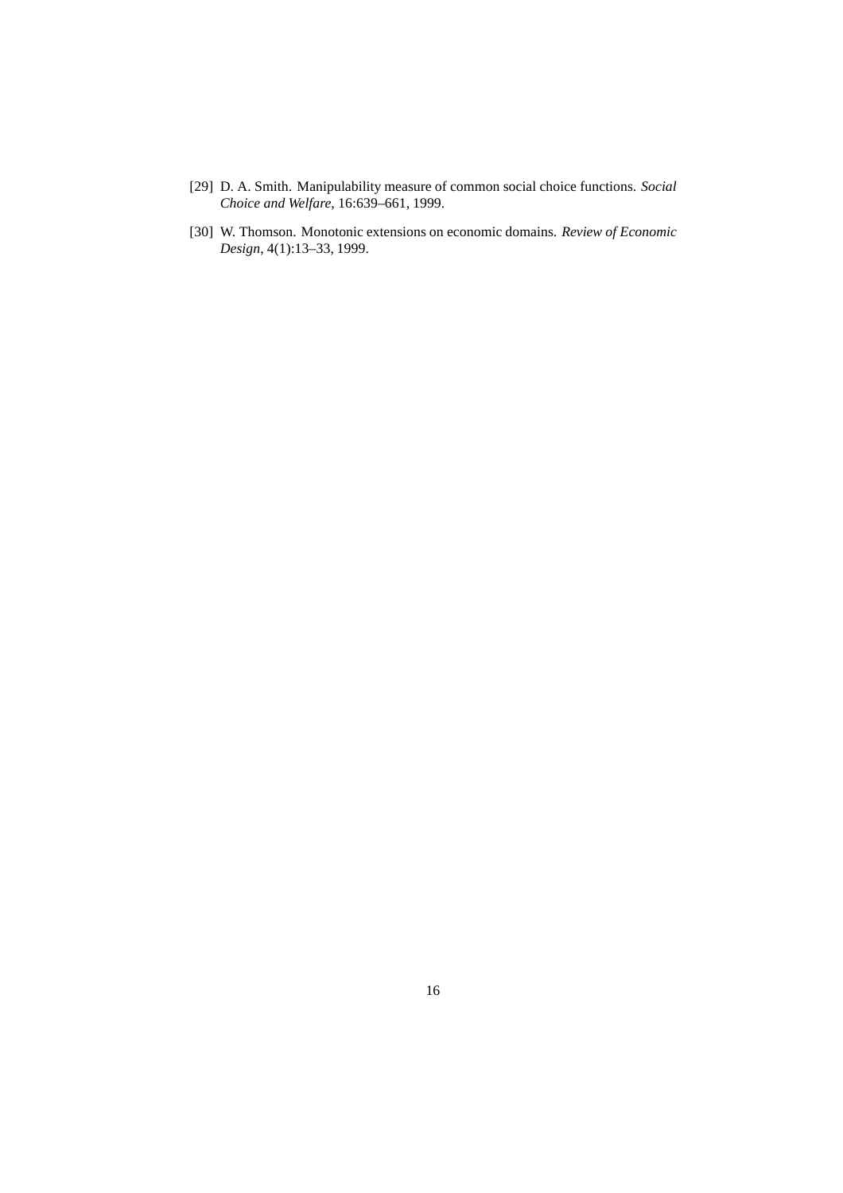[29] D. A. Smith. Manipulability measure of common social choice functions. *Social Choice and Welfare*, 16:639–661, 1999.

[30] W. Thomson. Monotonic extensions on economic domains. *Review of Economic Design*, 4(1):13–33, 1999.